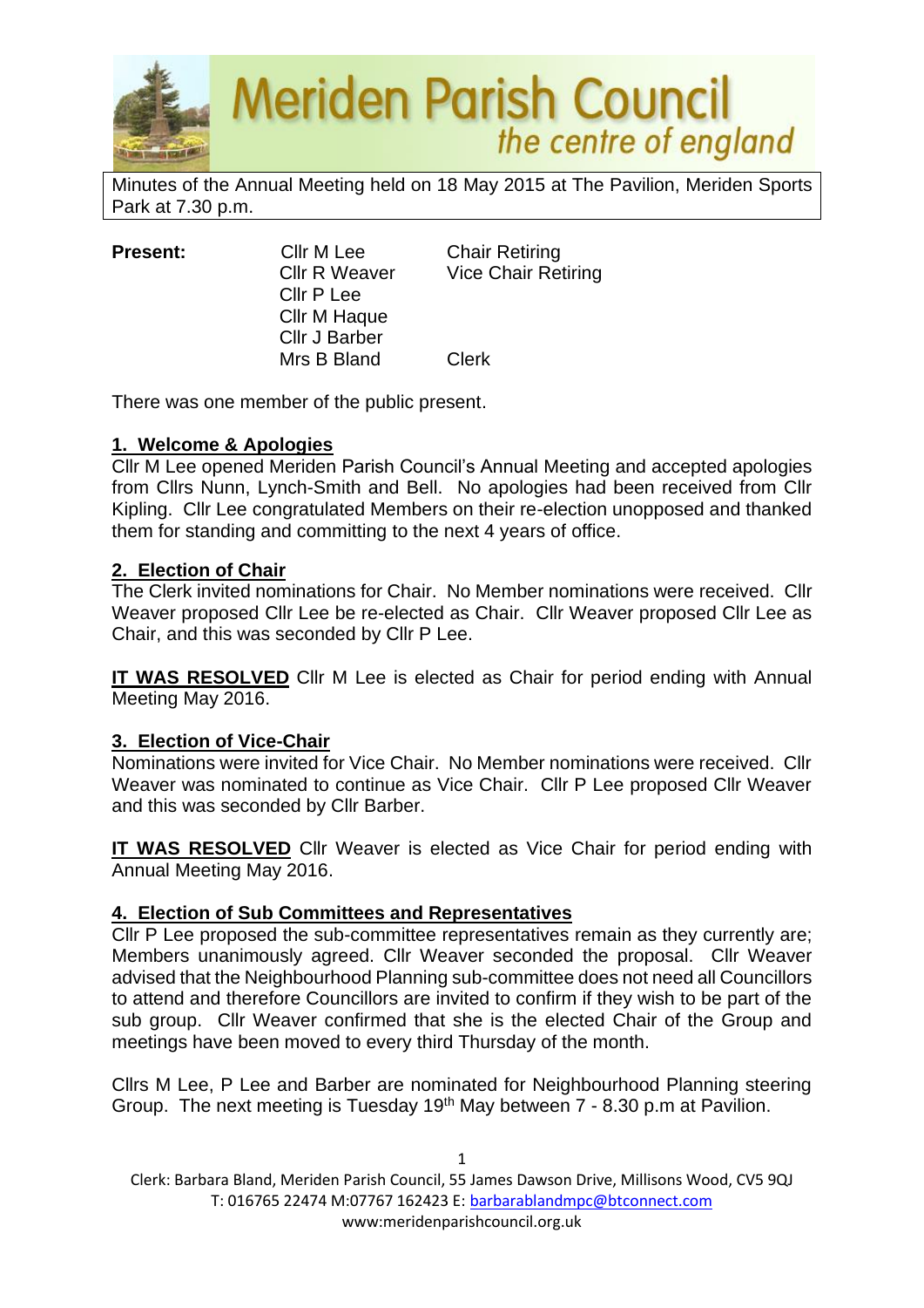# Meriden Parish Council
*the centre of england*

Minutes of the Annual Meeting held on 18 May 2015 at The Pavilion, Meriden Sports Park at 7.30 p.m.

| **Present:** | Cllr M Lee | Chair Retiring |
|---|---|---|
| | Cllr R Weaver | Vice Chair Retiring |
| | Cllr P Lee | |
| | Cllr M Haque | |
| | Cllr J Barber | |
| | Mrs B Bland | Clerk |

There was one member of the public present.

## 1. Welcome & Apologies

Cllr M Lee opened Meriden Parish Council's Annual Meeting and accepted apologies from Cllrs Nunn, Lynch-Smith and Bell. No apologies had been received from Cllr Kipling. Cllr Lee congratulated Members on their re-election unopposed and thanked them for standing and committing to the next 4 years of office.

## 2. Election of Chair

The Clerk invited nominations for Chair. No Member nominations were received. Cllr Weaver proposed Cllr Lee be re-elected as Chair. Cllr Weaver proposed Cllr Lee as Chair, and this was seconded by Cllr P Lee.

**IT WAS RESOLVED** Cllr M Lee is elected as Chair for period ending with Annual Meeting May 2016.

## 3. Election of Vice-Chair

Nominations were invited for Vice Chair. No Member nominations were received. Cllr Weaver was nominated to continue as Vice Chair. Cllr P Lee proposed Cllr Weaver and this was seconded by Cllr Barber.

**IT WAS RESOLVED** Cllr Weaver is elected as Vice Chair for period ending with Annual Meeting May 2016.

## 4. Election of Sub Committees and Representatives

Cllr P Lee proposed the sub-committee representatives remain as they currently are; Members unanimously agreed. Cllr Weaver seconded the proposal. Cllr Weaver advised that the Neighbourhood Planning sub-committee does not need all Councillors to attend and therefore Councillors are invited to confirm if they wish to be part of the sub group. Cllr Weaver confirmed that she is the elected Chair of the Group and meetings have been moved to every third Thursday of the month.

Cllrs M Lee, P Lee and Barber are nominated for Neighbourhood Planning steering Group. The next meeting is Tuesday 19th May between 7 - 8.30 p.m at Pavilion.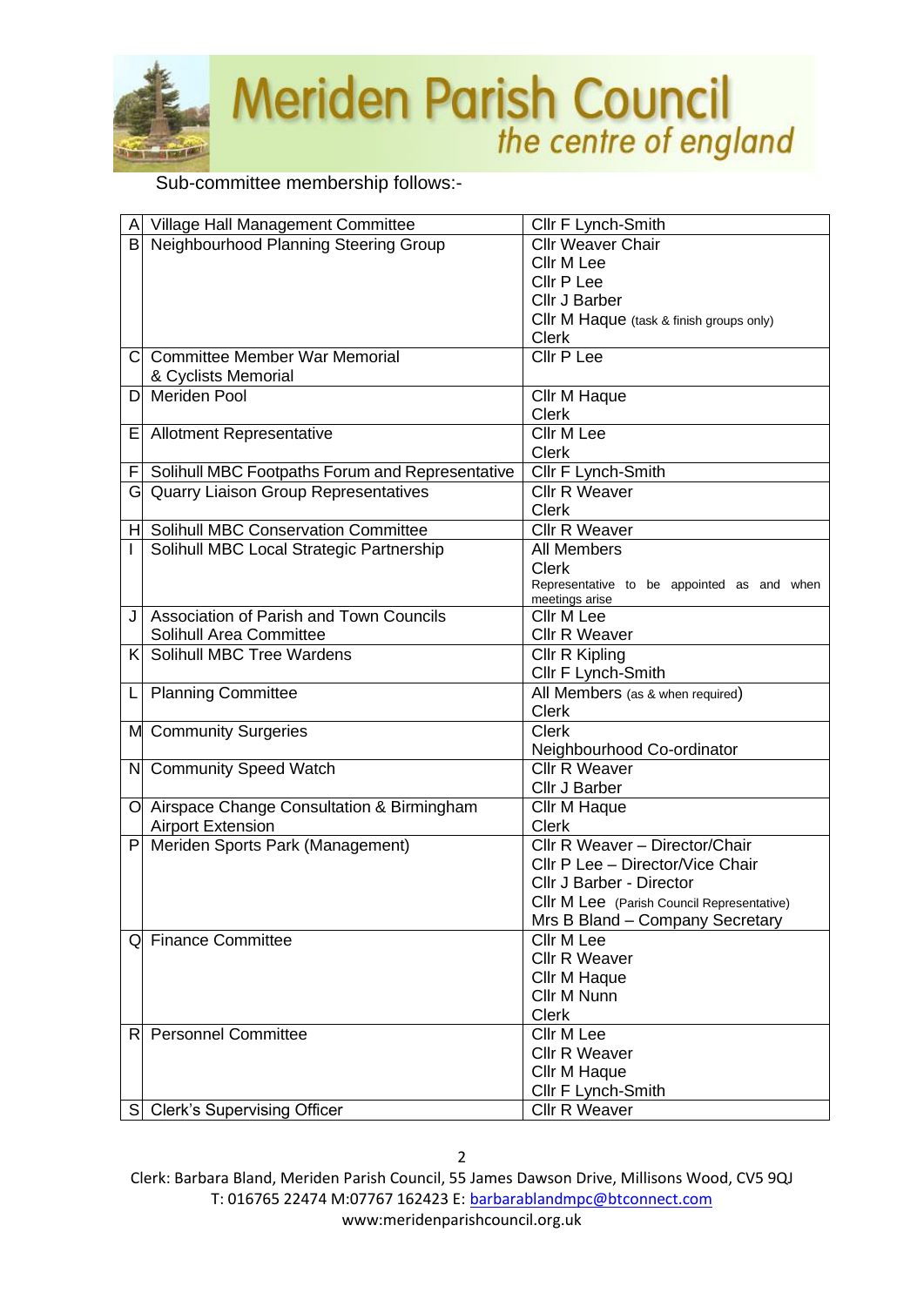Sub-committee membership follows:-

| | | |
|---|---|---|
| A | Village Hall Management Committee | Cllr F Lynch-Smith |
| B | Neighbourhood Planning Steering Group | Cllr Weaver Chair<br>Cllr M Lee<br>Cllr P Lee<br>Cllr J Barber<br>Cllr M Haque (task & finish groups only)<br>Clerk |
| C | Committee Member War Memorial & Cyclists Memorial | Cllr P Lee |
| D | Meriden Pool | Cllr M Haque<br>Clerk |
| E | Allotment Representative | Cllr M Lee<br>Clerk |
| F | Solihull MBC Footpaths Forum and Representative | Cllr F Lynch-Smith |
| G | Quarry Liaison Group Representatives | Cllr R Weaver<br>Clerk |
| H | Solihull MBC Conservation Committee | Cllr R Weaver |
| I | Solihull MBC Local Strategic Partnership | All Members<br>Clerk<br>Representative to be appointed as and when meetings arise |
| J | Association of Parish and Town Councils Solihull Area Committee | Cllr M Lee<br>Cllr R Weaver |
| K | Solihull MBC Tree Wardens | Cllr R Kipling<br>Cllr F Lynch-Smith |
| L | Planning Committee | All Members (as & when required)<br>Clerk |
| M | Community Surgeries | Clerk<br>Neighbourhood Co-ordinator |
| N | Community Speed Watch | Cllr R Weaver<br>Cllr J Barber |
| O | Airspace Change Consultation & Birmingham Airport Extension | Cllr M Haque<br>Clerk |
| P | Meriden Sports Park (Management) | Cllr R Weaver – Director/Chair<br>Cllr P Lee – Director/Vice Chair<br>Cllr J Barber - Director<br>Cllr M Lee (Parish Council Representative)<br>Mrs B Bland – Company Secretary |
| Q | Finance Committee | Cllr M Lee<br>Cllr R Weaver<br>Cllr M Haque<br>Cllr M Nunn<br>Clerk |
| R | Personnel Committee | Cllr M Lee<br>Cllr R Weaver<br>Cllr M Haque<br>Cllr F Lynch-Smith |
| S | Clerk's Supervising Officer | Cllr R Weaver |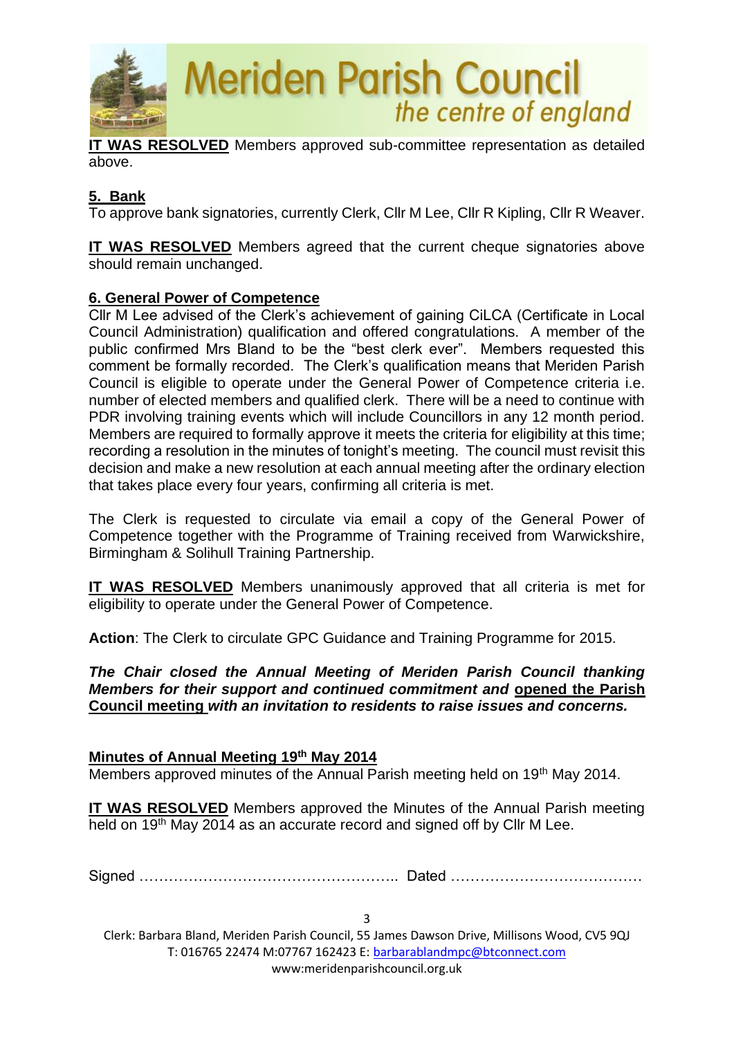**IT WAS RESOLVED** Members approved sub-committee representation as detailed above.

**5. Bank**

To approve bank signatories, currently Clerk, Cllr M Lee, Cllr R Kipling, Cllr R Weaver.

**IT WAS RESOLVED** Members agreed that the current cheque signatories above should remain unchanged.

**6. General Power of Competence**

Cllr M Lee advised of the Clerk's achievement of gaining CiLCA (Certificate in Local Council Administration) qualification and offered congratulations. A member of the public confirmed Mrs Bland to be the "best clerk ever". Members requested this comment be formally recorded. The Clerk's qualification means that Meriden Parish Council is eligible to operate under the General Power of Competence criteria i.e. number of elected members and qualified clerk. There will be a need to continue with PDR involving training events which will include Councillors in any 12 month period. Members are required to formally approve it meets the criteria for eligibility at this time; recording a resolution in the minutes of tonight's meeting. The council must revisit this decision and make a new resolution at each annual meeting after the ordinary election that takes place every four years, confirming all criteria is met.

The Clerk is requested to circulate via email a copy of the General Power of Competence together with the Programme of Training received from Warwickshire, Birmingham & Solihull Training Partnership.

**IT WAS RESOLVED** Members unanimously approved that all criteria is met for eligibility to operate under the General Power of Competence.

**Action**: The Clerk to circulate GPC Guidance and Training Programme for 2015.

***The Chair closed the Annual Meeting of Meriden Parish Council thanking Members for their support and continued commitment and opened the Parish Council meeting with an invitation to residents to raise issues and concerns.***

**Minutes of Annual Meeting 19th May 2014**

Members approved minutes of the Annual Parish meeting held on 19th May 2014.

**IT WAS RESOLVED** Members approved the Minutes of the Annual Parish meeting held on 19th May 2014 as an accurate record and signed off by Cllr M Lee.

Signed …………………………………………….. Dated …………………………………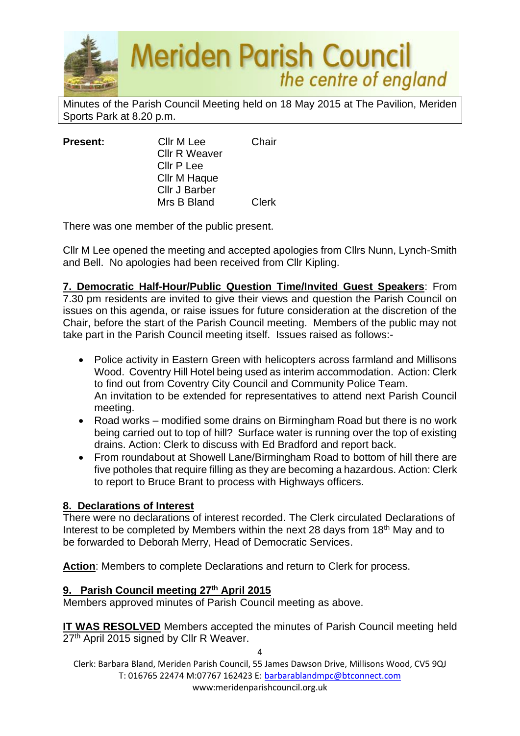Minutes of the Parish Council Meeting held on 18 May 2015 at The Pavilion, Meriden Sports Park at 8.20 p.m.

**Present:**

| | | |
|---|---|---|
| | Cllr M Lee | Chair |
| | Cllr R Weaver | |
| | Cllr P Lee | |
| | Cllr M Haque | |
| | Cllr J Barber | |
| | Mrs B Bland | Clerk |

There was one member of the public present.

Cllr M Lee opened the meeting and accepted apologies from Cllrs Nunn, Lynch-Smith and Bell. No apologies had been received from Cllr Kipling.

**7. Democratic Half-Hour/Public Question Time/Invited Guest Speakers**: From 7.30 pm residents are invited to give their views and question the Parish Council on issues on this agenda, or raise issues for future consideration at the discretion of the Chair, before the start of the Parish Council meeting. Members of the public may not take part in the Parish Council meeting itself. Issues raised as follows:-

- Police activity in Eastern Green with helicopters across farmland and Millisons Wood. Coventry Hill Hotel being used as interim accommodation. Action: Clerk to find out from Coventry City Council and Community Police Team. An invitation to be extended for representatives to attend next Parish Council meeting.
- Road works – modified some drains on Birmingham Road but there is no work being carried out to top of hill? Surface water is running over the top of existing drains. Action: Clerk to discuss with Ed Bradford and report back.
- From roundabout at Showell Lane/Birmingham Road to bottom of hill there are five potholes that require filling as they are becoming a hazardous. Action: Clerk to report to Bruce Brant to process with Highways officers.

## 8. Declarations of Interest

There were no declarations of interest recorded. The Clerk circulated Declarations of Interest to be completed by Members within the next 28 days from 18th May and to be forwarded to Deborah Merry, Head of Democratic Services.

**Action**: Members to complete Declarations and return to Clerk for process.

## 9. Parish Council meeting 27th April 2015

Members approved minutes of Parish Council meeting as above.

**IT WAS RESOLVED** Members accepted the minutes of Parish Council meeting held 27th April 2015 signed by Cllr R Weaver.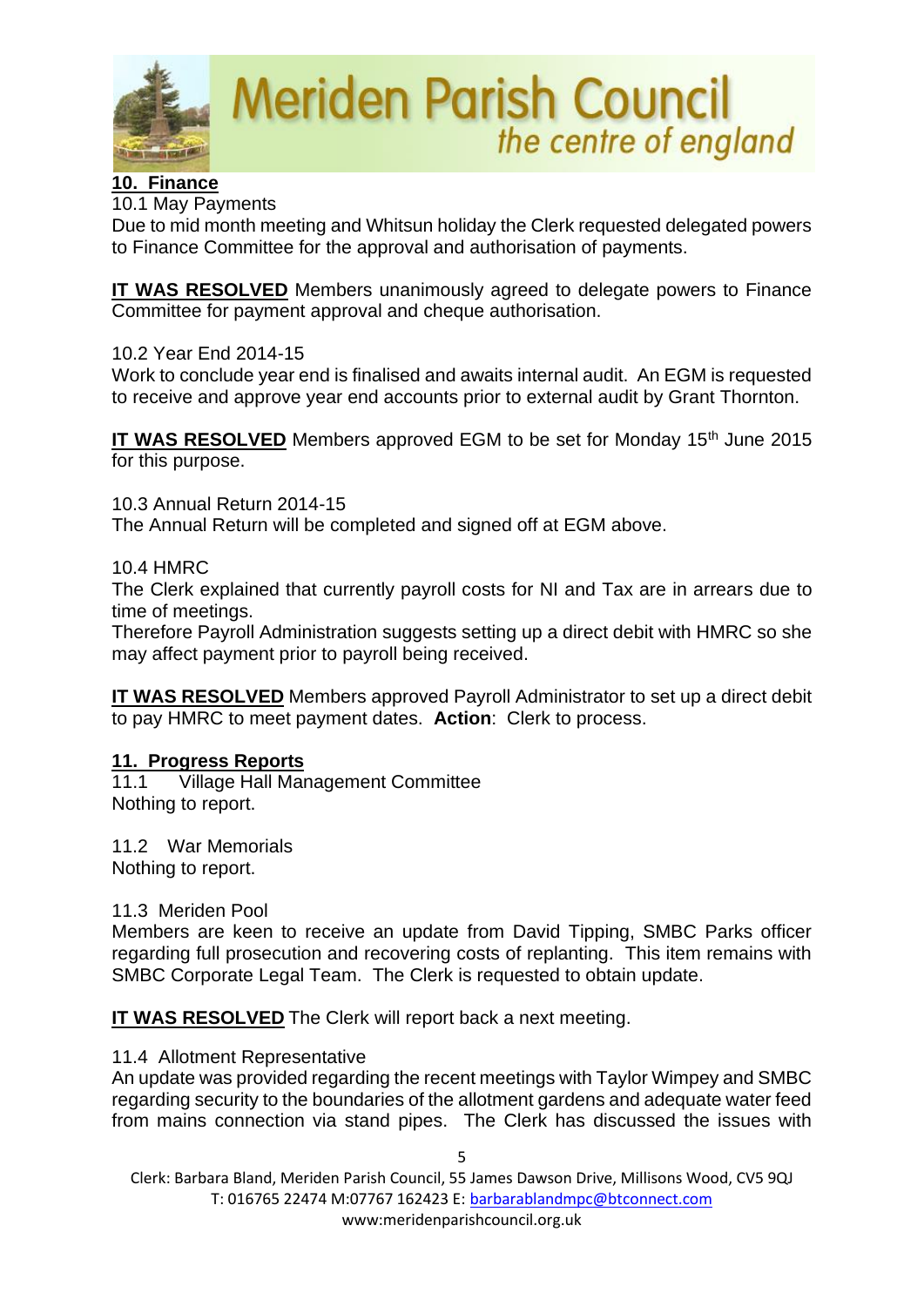**10. Finance**

10.1 May Payments

Due to mid month meeting and Whitsun holiday the Clerk requested delegated powers to Finance Committee for the approval and authorisation of payments.

**IT WAS RESOLVED** Members unanimously agreed to delegate powers to Finance Committee for payment approval and cheque authorisation.

10.2 Year End 2014-15

Work to conclude year end is finalised and awaits internal audit. An EGM is requested to receive and approve year end accounts prior to external audit by Grant Thornton.

**IT WAS RESOLVED** Members approved EGM to be set for Monday 15th June 2015 for this purpose.

10.3 Annual Return 2014-15

The Annual Return will be completed and signed off at EGM above.

10.4 HMRC

The Clerk explained that currently payroll costs for NI and Tax are in arrears due to time of meetings.

Therefore Payroll Administration suggests setting up a direct debit with HMRC so she may affect payment prior to payroll being received.

**IT WAS RESOLVED** Members approved Payroll Administrator to set up a direct debit to pay HMRC to meet payment dates. **Action**: Clerk to process.

**11. Progress Reports**

11.1 Village Hall Management Committee

Nothing to report.

11.2 War Memorials

Nothing to report.

11.3 Meriden Pool

Members are keen to receive an update from David Tipping, SMBC Parks officer regarding full prosecution and recovering costs of replanting. This item remains with SMBC Corporate Legal Team. The Clerk is requested to obtain update.

**IT WAS RESOLVED** The Clerk will report back a next meeting.

11.4 Allotment Representative

An update was provided regarding the recent meetings with Taylor Wimpey and SMBC regarding security to the boundaries of the allotment gardens and adequate water feed from mains connection via stand pipes. The Clerk has discussed the issues with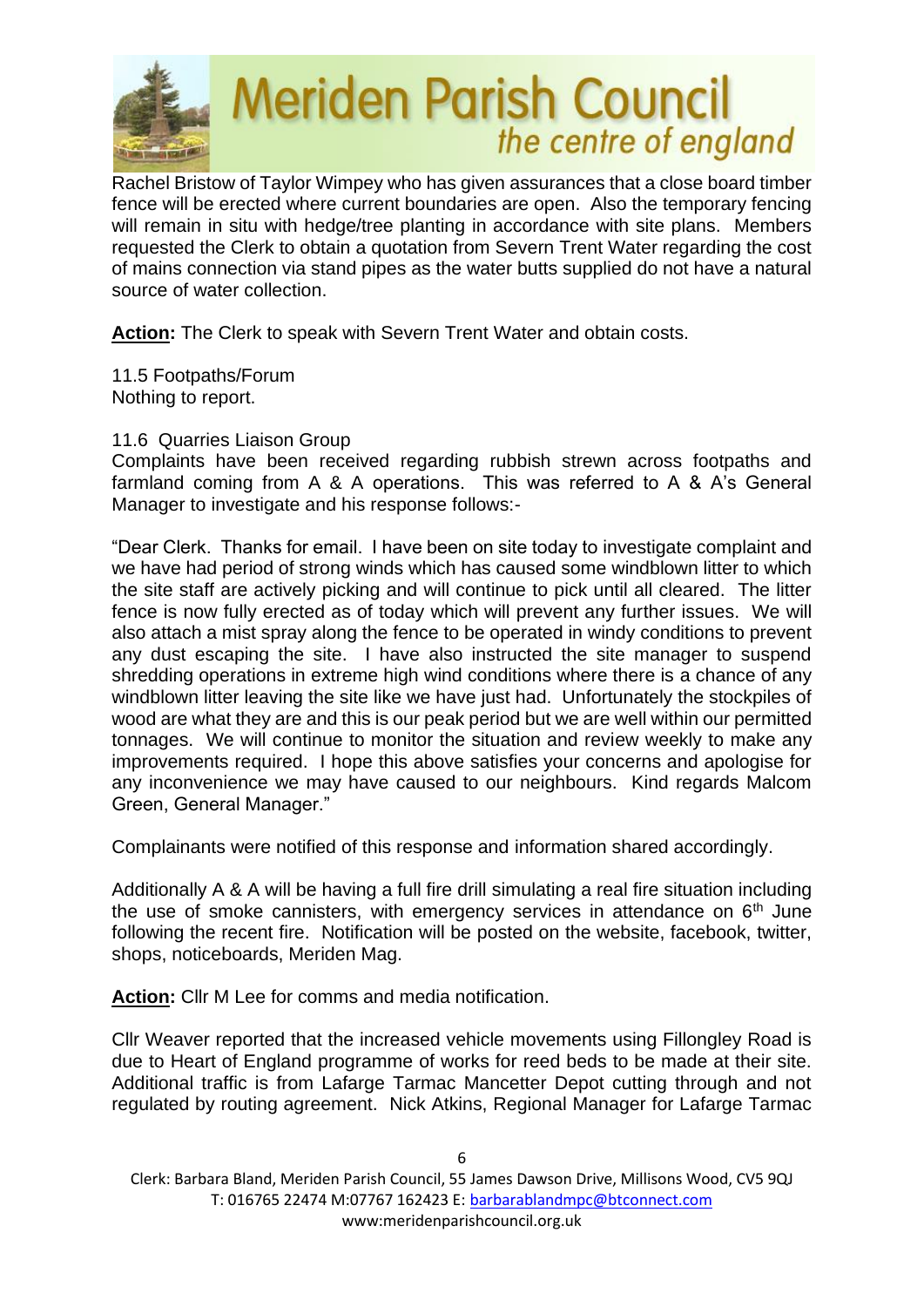Rachel Bristow of Taylor Wimpey who has given assurances that a close board timber fence will be erected where current boundaries are open. Also the temporary fencing will remain in situ with hedge/tree planting in accordance with site plans. Members requested the Clerk to obtain a quotation from Severn Trent Water regarding the cost of mains connection via stand pipes as the water butts supplied do not have a natural source of water collection.

**Action:** The Clerk to speak with Severn Trent Water and obtain costs.

11.5 Footpaths/Forum
Nothing to report.

11.6 Quarries Liaison Group
Complaints have been received regarding rubbish strewn across footpaths and farmland coming from A & A operations. This was referred to A & A's General Manager to investigate and his response follows:-

"Dear Clerk. Thanks for email. I have been on site today to investigate complaint and we have had period of strong winds which has caused some windblown litter to which the site staff are actively picking and will continue to pick until all cleared. The litter fence is now fully erected as of today which will prevent any further issues. We will also attach a mist spray along the fence to be operated in windy conditions to prevent any dust escaping the site. I have also instructed the site manager to suspend shredding operations in extreme high wind conditions where there is a chance of any windblown litter leaving the site like we have just had. Unfortunately the stockpiles of wood are what they are and this is our peak period but we are well within our permitted tonnages. We will continue to monitor the situation and review weekly to make any improvements required. I hope this above satisfies your concerns and apologise for any inconvenience we may have caused to our neighbours. Kind regards Malcom Green, General Manager."

Complainants were notified of this response and information shared accordingly.

Additionally A & A will be having a full fire drill simulating a real fire situation including the use of smoke cannisters, with emergency services in attendance on 6th June following the recent fire. Notification will be posted on the website, facebook, twitter, shops, noticeboards, Meriden Mag.

**Action:** Cllr M Lee for comms and media notification.

Cllr Weaver reported that the increased vehicle movements using Fillongley Road is due to Heart of England programme of works for reed beds to be made at their site. Additional traffic is from Lafarge Tarmac Mancetter Depot cutting through and not regulated by routing agreement. Nick Atkins, Regional Manager for Lafarge Tarmac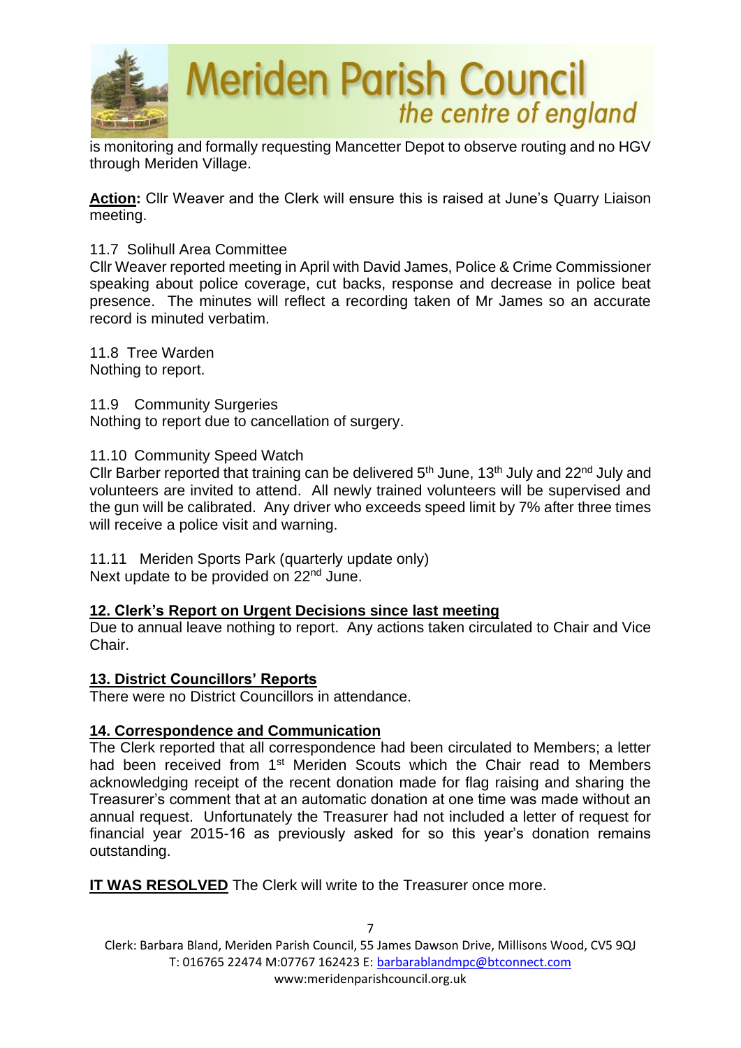is monitoring and formally requesting Mancetter Depot to observe routing and no HGV through Meriden Village.

**Action:** Cllr Weaver and the Clerk will ensure this is raised at June's Quarry Liaison meeting.

11.7 Solihull Area Committee
Cllr Weaver reported meeting in April with David James, Police & Crime Commissioner speaking about police coverage, cut backs, response and decrease in police beat presence. The minutes will reflect a recording taken of Mr James so an accurate record is minuted verbatim.

11.8 Tree Warden
Nothing to report.

11.9 Community Surgeries
Nothing to report due to cancellation of surgery.

11.10 Community Speed Watch
Cllr Barber reported that training can be delivered 5th June, 13th July and 22nd July and volunteers are invited to attend. All newly trained volunteers will be supervised and the gun will be calibrated. Any driver who exceeds speed limit by 7% after three times will receive a police visit and warning.

11.11 Meriden Sports Park (quarterly update only)
Next update to be provided on 22nd June.

## 12. Clerk's Report on Urgent Decisions since last meeting

Due to annual leave nothing to report. Any actions taken circulated to Chair and Vice Chair.

## 13. District Councillors' Reports

There were no District Councillors in attendance.

## 14. Correspondence and Communication

The Clerk reported that all correspondence had been circulated to Members; a letter had been received from 1st Meriden Scouts which the Chair read to Members acknowledging receipt of the recent donation made for flag raising and sharing the Treasurer's comment that at an automatic donation at one time was made without an annual request. Unfortunately the Treasurer had not included a letter of request for financial year 2015-16 as previously asked for so this year's donation remains outstanding.

**IT WAS RESOLVED** The Clerk will write to the Treasurer once more.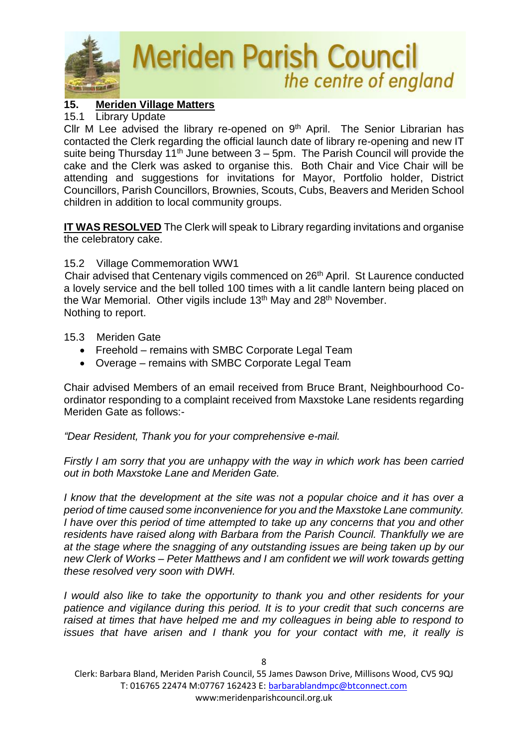## 15. Meriden Village Matters

15.1 Library Update

Cllr M Lee advised the library re-opened on 9th April. The Senior Librarian has contacted the Clerk regarding the official launch date of library re-opening and new IT suite being Thursday 11th June between 3 – 5pm. The Parish Council will provide the cake and the Clerk was asked to organise this. Both Chair and Vice Chair will be attending and suggestions for invitations for Mayor, Portfolio holder, District Councillors, Parish Councillors, Brownies, Scouts, Cubs, Beavers and Meriden School children in addition to local community groups.

**IT WAS RESOLVED** The Clerk will speak to Library regarding invitations and organise the celebratory cake.

15.2 Village Commemoration WW1

Chair advised that Centenary vigils commenced on 26th April. St Laurence conducted a lovely service and the bell tolled 100 times with a lit candle lantern being placed on the War Memorial. Other vigils include 13th May and 28th November.
Nothing to report.

15.3 Meriden Gate

- Freehold – remains with SMBC Corporate Legal Team
- Overage – remains with SMBC Corporate Legal Team

Chair advised Members of an email received from Bruce Brant, Neighbourhood Co-ordinator responding to a complaint received from Maxstoke Lane residents regarding Meriden Gate as follows:-

*"Dear Resident, Thank you for your comprehensive e-mail.*

*Firstly I am sorry that you are unhappy with the way in which work has been carried out in both Maxstoke Lane and Meriden Gate.*

*I know that the development at the site was not a popular choice and it has over a period of time caused some inconvenience for you and the Maxstoke Lane community. I have over this period of time attempted to take up any concerns that you and other residents have raised along with Barbara from the Parish Council. Thankfully we are at the stage where the snagging of any outstanding issues are being taken up by our new Clerk of Works – Peter Matthews and I am confident we will work towards getting these resolved very soon with DWH.*

*I would also like to take the opportunity to thank you and other residents for your patience and vigilance during this period. It is to your credit that such concerns are raised at times that have helped me and my colleagues in being able to respond to issues that have arisen and I thank you for your contact with me, it really is*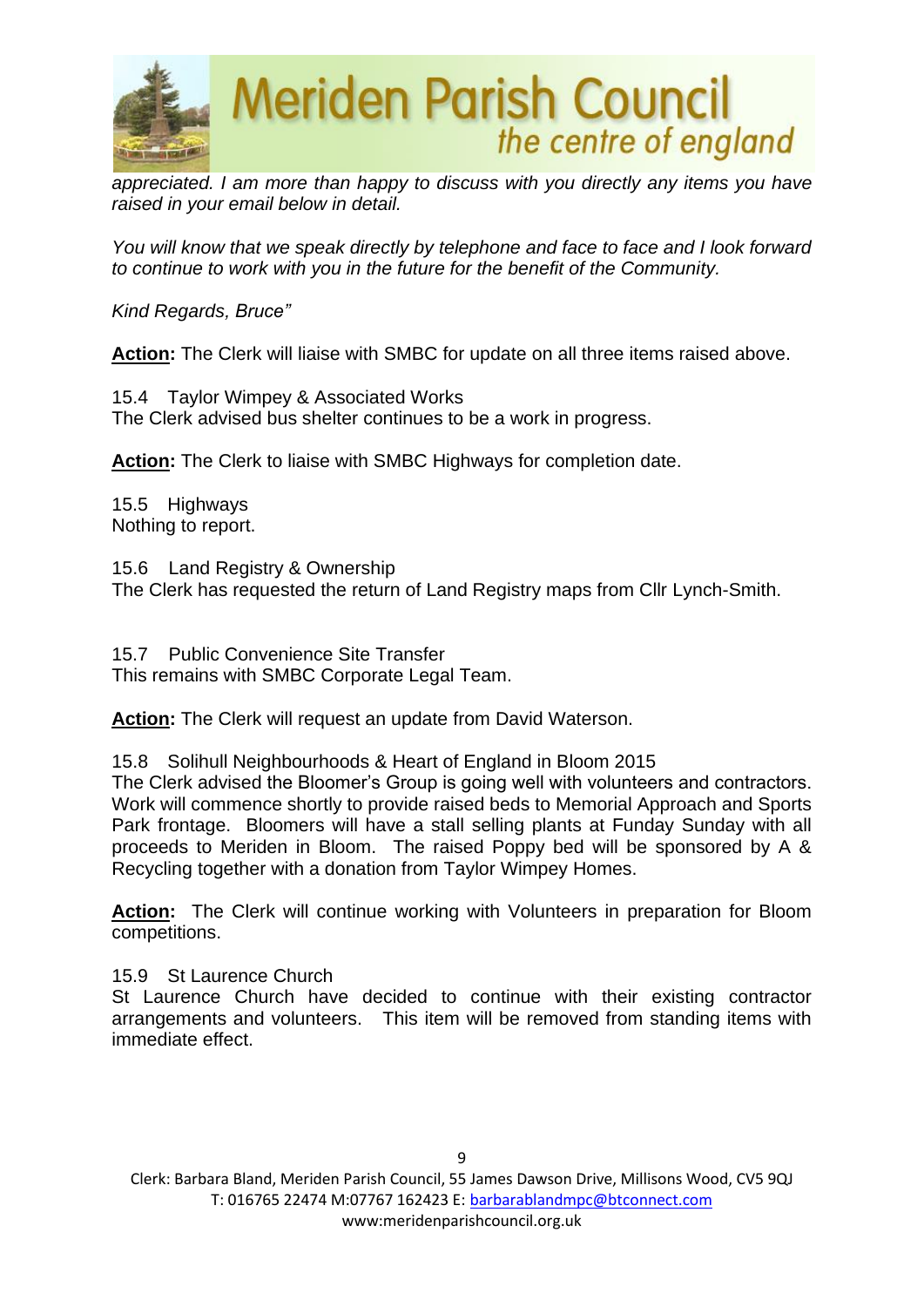*appreciated. I am more than happy to discuss with you directly any items you have raised in your email below in detail.*

*You will know that we speak directly by telephone and face to face and I look forward to continue to work with you in the future for the benefit of the Community.*

*Kind Regards, Bruce"*

**Action:** The Clerk will liaise with SMBC for update on all three items raised above.

15.4 Taylor Wimpey & Associated Works
The Clerk advised bus shelter continues to be a work in progress.

**Action:** The Clerk to liaise with SMBC Highways for completion date.

15.5 Highways
Nothing to report.

15.6 Land Registry & Ownership
The Clerk has requested the return of Land Registry maps from Cllr Lynch-Smith.

15.7 Public Convenience Site Transfer
This remains with SMBC Corporate Legal Team.

**Action:** The Clerk will request an update from David Waterson.

15.8 Solihull Neighbourhoods & Heart of England in Bloom 2015
The Clerk advised the Bloomer's Group is going well with volunteers and contractors. Work will commence shortly to provide raised beds to Memorial Approach and Sports Park frontage. Bloomers will have a stall selling plants at Funday Sunday with all proceeds to Meriden in Bloom. The raised Poppy bed will be sponsored by A & Recycling together with a donation from Taylor Wimpey Homes.

**Action:** The Clerk will continue working with Volunteers in preparation for Bloom competitions.

15.9 St Laurence Church
St Laurence Church have decided to continue with their existing contractor arrangements and volunteers. This item will be removed from standing items with immediate effect.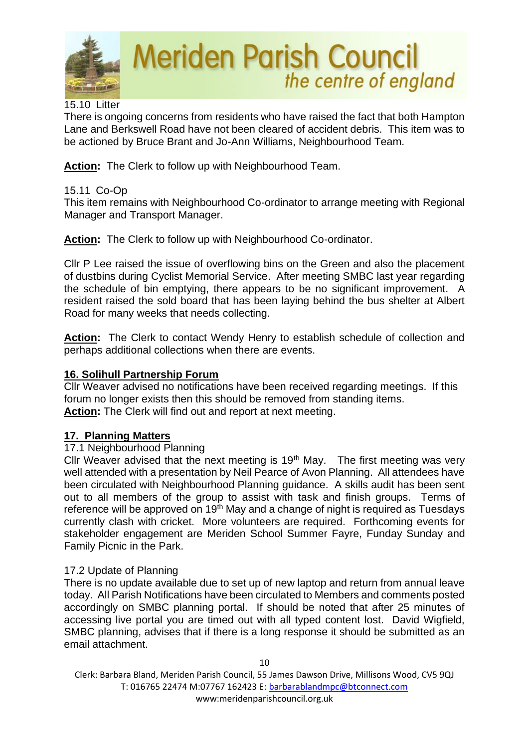15.10 Litter

There is ongoing concerns from residents who have raised the fact that both Hampton Lane and Berkswell Road have not been cleared of accident debris. This item was to be actioned by Bruce Brant and Jo-Ann Williams, Neighbourhood Team.

**Action:** The Clerk to follow up with Neighbourhood Team.

15.11 Co-Op

This item remains with Neighbourhood Co-ordinator to arrange meeting with Regional Manager and Transport Manager.

**Action:** The Clerk to follow up with Neighbourhood Co-ordinator.

Cllr P Lee raised the issue of overflowing bins on the Green and also the placement of dustbins during Cyclist Memorial Service. After meeting SMBC last year regarding the schedule of bin emptying, there appears to be no significant improvement. A resident raised the sold board that has been laying behind the bus shelter at Albert Road for many weeks that needs collecting.

**Action:** The Clerk to contact Wendy Henry to establish schedule of collection and perhaps additional collections when there are events.

## 16. Solihull Partnership Forum

Cllr Weaver advised no notifications have been received regarding meetings. If this forum no longer exists then this should be removed from standing items.

**Action:** The Clerk will find out and report at next meeting.

## 17. Planning Matters

17.1 Neighbourhood Planning

Cllr Weaver advised that the next meeting is 19th May. The first meeting was very well attended with a presentation by Neil Pearce of Avon Planning. All attendees have been circulated with Neighbourhood Planning guidance. A skills audit has been sent out to all members of the group to assist with task and finish groups. Terms of reference will be approved on 19th May and a change of night is required as Tuesdays currently clash with cricket. More volunteers are required. Forthcoming events for stakeholder engagement are Meriden School Summer Fayre, Funday Sunday and Family Picnic in the Park.

17.2 Update of Planning

There is no update available due to set up of new laptop and return from annual leave today. All Parish Notifications have been circulated to Members and comments posted accordingly on SMBC planning portal. If should be noted that after 25 minutes of accessing live portal you are timed out with all typed content lost. David Wigfield, SMBC planning, advises that if there is a long response it should be submitted as an email attachment.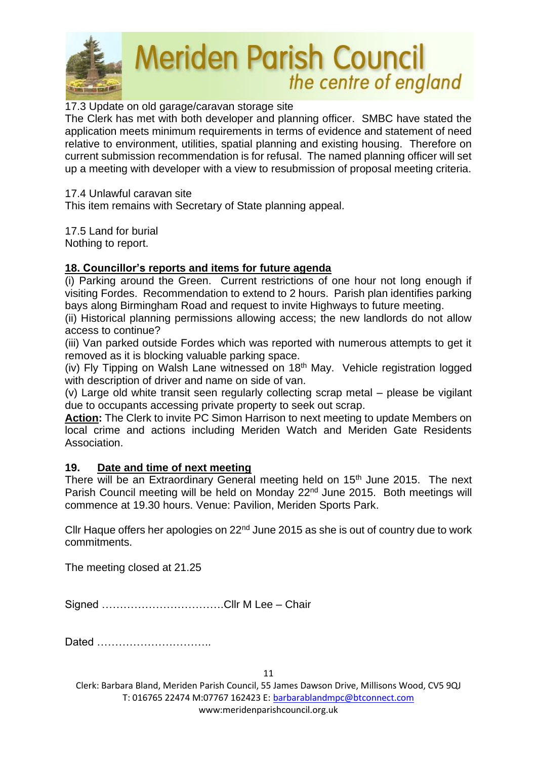17.3 Update on old garage/caravan storage site

The Clerk has met with both developer and planning officer. SMBC have stated the application meets minimum requirements in terms of evidence and statement of need relative to environment, utilities, spatial planning and existing housing. Therefore on current submission recommendation is for refusal. The named planning officer will set up a meeting with developer with a view to resubmission of proposal meeting criteria.

17.4 Unlawful caravan site

This item remains with Secretary of State planning appeal.

17.5 Land for burial

Nothing to report.

## 18. Councillor's reports and items for future agenda

(i) Parking around the Green. Current restrictions of one hour not long enough if visiting Fordes. Recommendation to extend to 2 hours. Parish plan identifies parking bays along Birmingham Road and request to invite Highways to future meeting.

(ii) Historical planning permissions allowing access; the new landlords do not allow access to continue?

(iii) Van parked outside Fordes which was reported with numerous attempts to get it removed as it is blocking valuable parking space.

(iv) Fly Tipping on Walsh Lane witnessed on 18th May. Vehicle registration logged with description of driver and name on side of van.

(v) Large old white transit seen regularly collecting scrap metal – please be vigilant due to occupants accessing private property to seek out scrap.

**Action:** The Clerk to invite PC Simon Harrison to next meeting to update Members on local crime and actions including Meriden Watch and Meriden Gate Residents Association.

## 19. Date and time of next meeting

There will be an Extraordinary General meeting held on 15th June 2015. The next Parish Council meeting will be held on Monday 22nd June 2015. Both meetings will commence at 19.30 hours. Venue: Pavilion, Meriden Sports Park.

Cllr Haque offers her apologies on 22nd June 2015 as she is out of country due to work commitments.

The meeting closed at 21.25

Signed ……………………………Cllr M Lee – Chair

Dated …………………………..

Clerk: Barbara Bland, Meriden Parish Council, 55 James Dawson Drive, Millisons Wood, CV5 9QJ
T: 016765 22474 M:07767 162423 E: barbarablandmpc@btconnect.com
www:meridenparishcouncil.org.uk